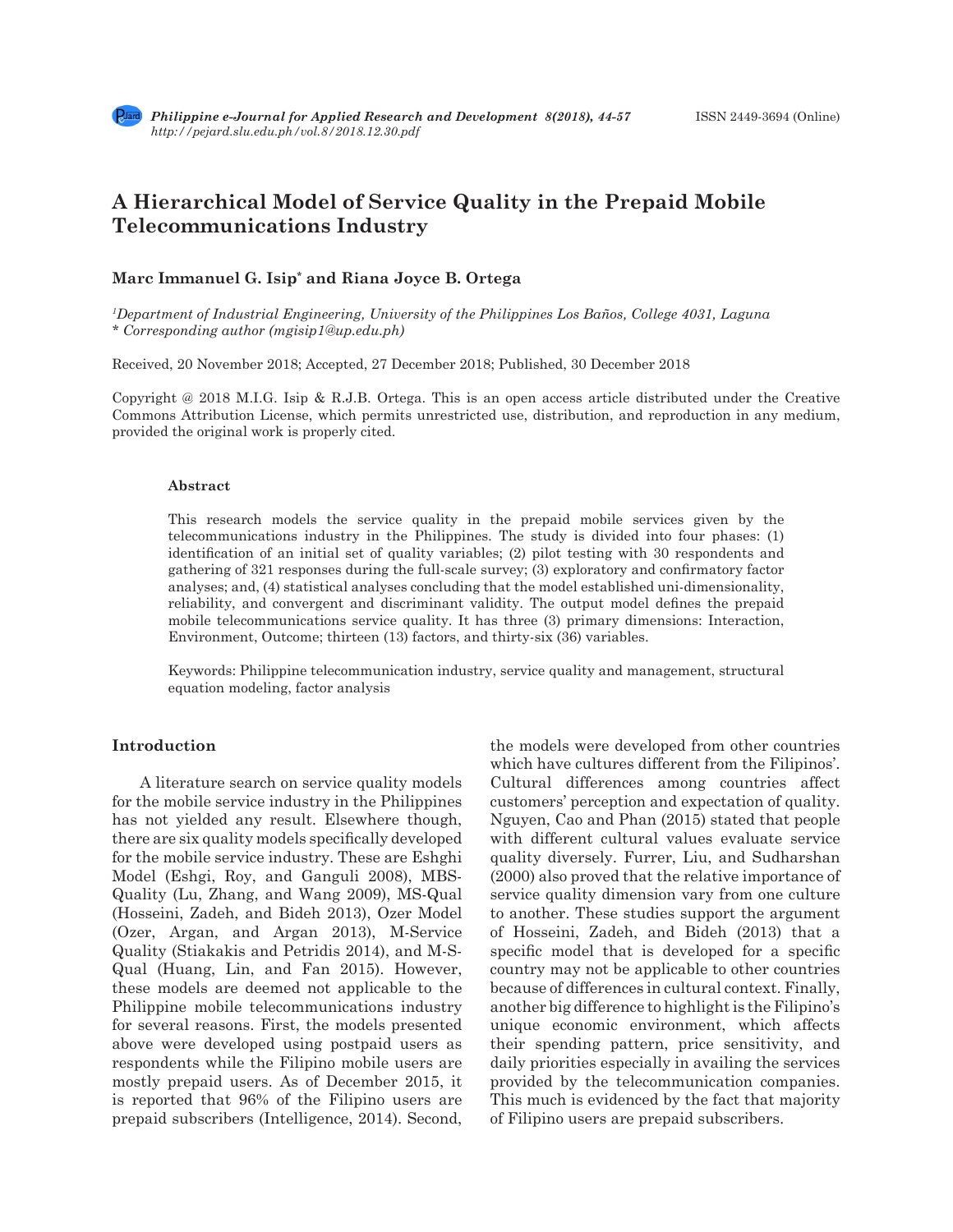# A Hierarchical Model of Service Quality in the Prepaid Mobile Telecommunications Industry

**Marc Immanuel G. Isip* and Riana Joyce B. Ortega**

*[1]Department of Industrial Engineering, University of the Philippines Los Baños, College 4031, Laguna*
*\* Corresponding author (mgisip1@up.edu.ph)*

Received, 20 November 2018; Accepted, 27 December 2018; Published, 30 December 2018

Copyright @ 2018 M.I.G. Isip & R.J.B. Ortega. This is an open access article distributed under the Creative Commons Attribution License, which permits unrestricted use, distribution, and reproduction in any medium, provided the original work is properly cited.

### Abstract

This research models the service quality in the prepaid mobile services given by the telecommunications industry in the Philippines. The study is divided into four phases: (1) identification of an initial set of quality variables; (2) pilot testing with 30 respondents and gathering of 321 responses during the full-scale survey; (3) exploratory and confirmatory factor analyses; and, (4) statistical analyses concluding that the model established uni-dimensionality, reliability, and convergent and discriminant validity. The output model defines the prepaid mobile telecommunications service quality. It has three (3) primary dimensions: Interaction, Environment, Outcome; thirteen (13) factors, and thirty-six (36) variables.

Keywords: Philippine telecommunication industry, service quality and management, structural equation modeling, factor analysis

## Introduction

A literature search on service quality models for the mobile service industry in the Philippines has not yielded any result. Elsewhere though, there are six quality models specifically developed for the mobile service industry. These are Eshghi Model (Eshgi, Roy, and Ganguli 2008), MBS-Quality (Lu, Zhang, and Wang 2009), MS-Qual (Hosseini, Zadeh, and Bideh 2013), Ozer Model (Ozer, Argan, and Argan 2013), M-Service Quality (Stiakakis and Petridis 2014), and M-S-Qual (Huang, Lin, and Fan 2015). However, these models are deemed not applicable to the Philippine mobile telecommunications industry for several reasons. First, the models presented above were developed using postpaid users as respondents while the Filipino mobile users are mostly prepaid users. As of December 2015, it is reported that 96% of the Filipino users are prepaid subscribers (Intelligence, 2014). Second, the models were developed from other countries which have cultures different from the Filipinos'. Cultural differences among countries affect customers' perception and expectation of quality. Nguyen, Cao and Phan (2015) stated that people with different cultural values evaluate service quality diversely. Furrer, Liu, and Sudharshan (2000) also proved that the relative importance of service quality dimension vary from one culture to another. These studies support the argument of Hosseini, Zadeh, and Bideh (2013) that a specific model that is developed for a specific country may not be applicable to other countries because of differences in cultural context. Finally, another big difference to highlight is the Filipino's unique economic environment, which affects their spending pattern, price sensitivity, and daily priorities especially in availing the services provided by the telecommunication companies. This much is evidenced by the fact that majority of Filipino users are prepaid subscribers.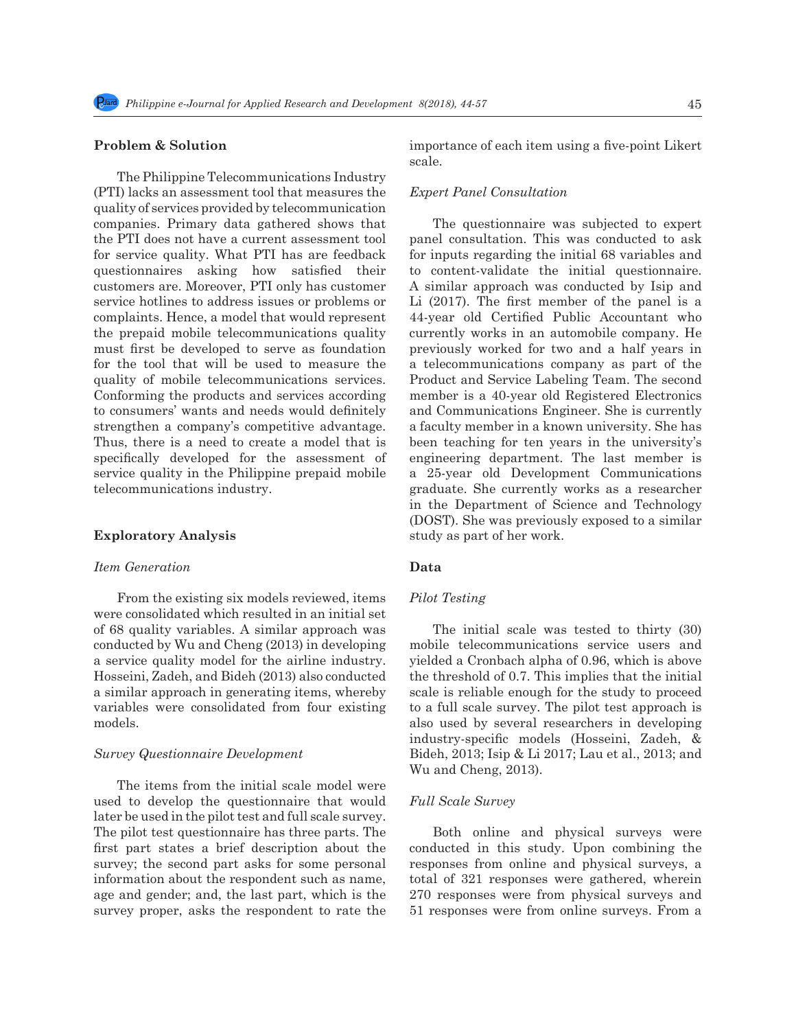## Problem & Solution

The Philippine Telecommunications Industry (PTI) lacks an assessment tool that measures the quality of services provided by telecommunication companies. Primary data gathered shows that the PTI does not have a current assessment tool for service quality. What PTI has are feedback questionnaires asking how satisfied their customers are. Moreover, PTI only has customer service hotlines to address issues or problems or complaints. Hence, a model that would represent the prepaid mobile telecommunications quality must first be developed to serve as foundation for the tool that will be used to measure the quality of mobile telecommunications services. Conforming the products and services according to consumers' wants and needs would definitely strengthen a company's competitive advantage. Thus, there is a need to create a model that is specifically developed for the assessment of service quality in the Philippine prepaid mobile telecommunications industry.

## Exploratory Analysis

### *Item Generation*

From the existing six models reviewed, items were consolidated which resulted in an initial set of 68 quality variables. A similar approach was conducted by Wu and Cheng (2013) in developing a service quality model for the airline industry. Hosseini, Zadeh, and Bideh (2013) also conducted a similar approach in generating items, whereby variables were consolidated from four existing models.

### *Survey Questionnaire Development*

The items from the initial scale model were used to develop the questionnaire that would later be used in the pilot test and full scale survey. The pilot test questionnaire has three parts. The first part states a brief description about the survey; the second part asks for some personal information about the respondent such as name, age and gender; and, the last part, which is the survey proper, asks the respondent to rate the importance of each item using a five-point Likert scale.

### *Expert Panel Consultation*

The questionnaire was subjected to expert panel consultation. This was conducted to ask for inputs regarding the initial 68 variables and to content-validate the initial questionnaire. A similar approach was conducted by Isip and Li (2017). The first member of the panel is a 44-year old Certified Public Accountant who currently works in an automobile company. He previously worked for two and a half years in a telecommunications company as part of the Product and Service Labeling Team. The second member is a 40-year old Registered Electronics and Communications Engineer. She is currently a faculty member in a known university. She has been teaching for ten years in the university's engineering department. The last member is a 25-year old Development Communications graduate. She currently works as a researcher in the Department of Science and Technology (DOST). She was previously exposed to a similar study as part of her work.

## Data

### *Pilot Testing*

The initial scale was tested to thirty (30) mobile telecommunications service users and yielded a Cronbach alpha of 0.96, which is above the threshold of 0.7. This implies that the initial scale is reliable enough for the study to proceed to a full scale survey. The pilot test approach is also used by several researchers in developing industry-specific models (Hosseini, Zadeh, & Bideh, 2013; Isip & Li 2017; Lau et al., 2013; and Wu and Cheng, 2013).

### *Full Scale Survey*

Both online and physical surveys were conducted in this study. Upon combining the responses from online and physical surveys, a total of 321 responses were gathered, wherein 270 responses were from physical surveys and 51 responses were from online surveys. From a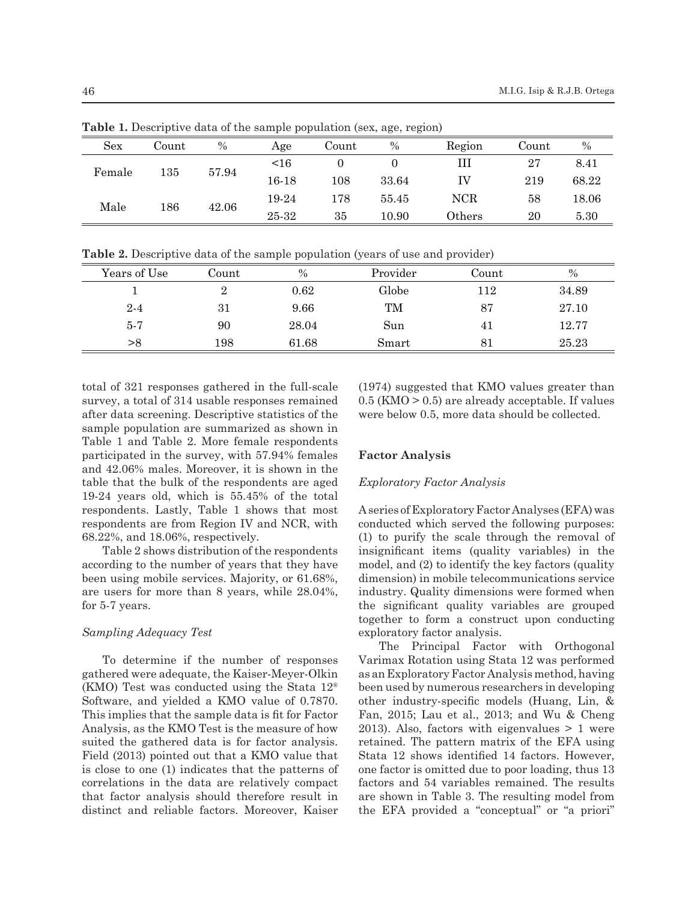**Table 1.** Descriptive data of the sample population (sex, age, region)

| Sex | Count | % | Age | Count | % | Region | Count | % |
|---|---|---|---|---|---|---|---|---|
| Female | 135 | 57.94 | <16 | 0 | 0 | III | 27 | 8.41 |
| | | | 16-18 | 108 | 33.64 | IV | 219 | 68.22 |
| Male | 186 | 42.06 | 19-24 | 178 | 55.45 | NCR | 58 | 18.06 |
| | | | 25-32 | 35 | 10.90 | Others | 20 | 5.30 |

**Table 2.** Descriptive data of the sample population (years of use and provider)

| Years of Use | Count | % | Provider | Count | % |
|---|---|---|---|---|---|
| 1 | 2 | 0.62 | Globe | 112 | 34.89 |
| 2-4 | 31 | 9.66 | TM | 87 | 27.10 |
| 5-7 | 90 | 28.04 | Sun | 41 | 12.77 |
| >8 | 198 | 61.68 | Smart | 81 | 25.23 |

total of 321 responses gathered in the full-scale survey, a total of 314 usable responses remained after data screening. Descriptive statistics of the sample population are summarized as shown in Table 1 and Table 2. More female respondents participated in the survey, with 57.94% females and 42.06% males. Moreover, it is shown in the table that the bulk of the respondents are aged 19-24 years old, which is 55.45% of the total respondents. Lastly, Table 1 shows that most respondents are from Region IV and NCR, with 68.22%, and 18.06%, respectively.

Table 2 shows distribution of the respondents according to the number of years that they have been using mobile services. Majority, or 61.68%, are users for more than 8 years, while 28.04%, for 5-7 years.

*Sampling Adequacy Test*

To determine if the number of responses gathered were adequate, the Kaiser-Meyer-Olkin (KMO) Test was conducted using the Stata 12® Software, and yielded a KMO value of 0.7870. This implies that the sample data is fit for Factor Analysis, as the KMO Test is the measure of how suited the gathered data is for factor analysis. Field (2013) pointed out that a KMO value that is close to one (1) indicates that the patterns of correlations in the data are relatively compact that factor analysis should therefore result in distinct and reliable factors. Moreover, Kaiser (1974) suggested that KMO values greater than 0.5 (KMO > 0.5) are already acceptable. If values were below 0.5, more data should be collected.

## Factor Analysis

*Exploratory Factor Analysis*

A series of Exploratory Factor Analyses (EFA) was conducted which served the following purposes: (1) to purify the scale through the removal of insignificant items (quality variables) in the model, and (2) to identify the key factors (quality dimension) in mobile telecommunications service industry. Quality dimensions were formed when the significant quality variables are grouped together to form a construct upon conducting exploratory factor analysis.

The Principal Factor with Orthogonal Varimax Rotation using Stata 12 was performed as an Exploratory Factor Analysis method, having been used by numerous researchers in developing other industry-specific models (Huang, Lin, & Fan, 2015; Lau et al., 2013; and Wu & Cheng 2013). Also, factors with eigenvalues > 1 were retained. The pattern matrix of the EFA using Stata 12 shows identified 14 factors. However, one factor is omitted due to poor loading, thus 13 factors and 54 variables remained. The results are shown in Table 3. The resulting model from the EFA provided a "conceptual" or "a priori"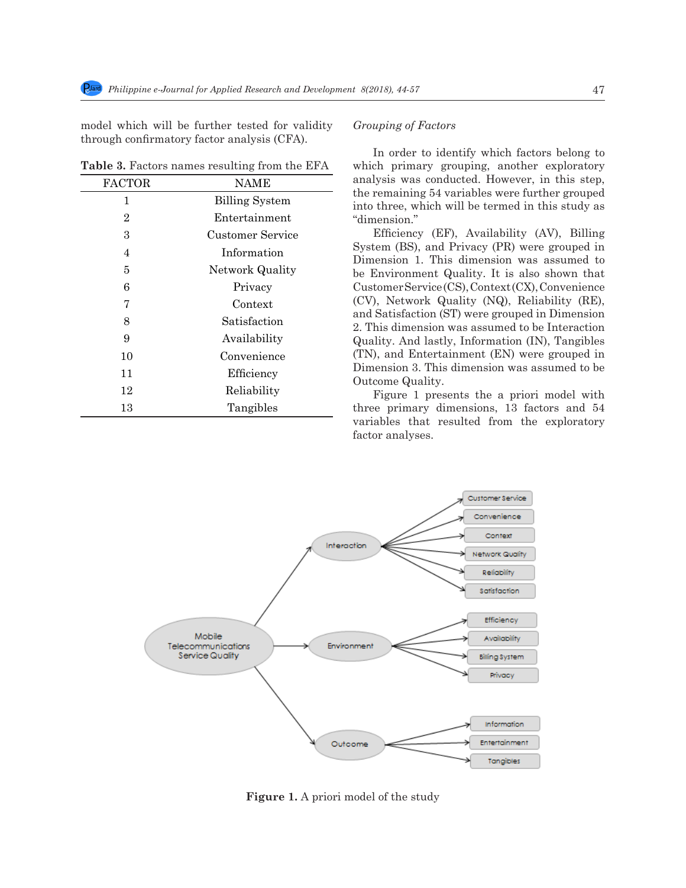model which will be further tested for validity through confirmatory factor analysis (CFA).

**Table 3.** Factors names resulting from the EFA

| FACTOR | NAME |
|---|---|
| 1 | Billing System |
| 2 | Entertainment |
| 3 | Customer Service |
| 4 | Information |
| 5 | Network Quality |
| 6 | Privacy |
| 7 | Context |
| 8 | Satisfaction |
| 9 | Availability |
| 10 | Convenience |
| 11 | Efficiency |
| 12 | Reliability |
| 13 | Tangibles |

*Grouping of Factors*

In order to identify which factors belong to which primary grouping, another exploratory analysis was conducted. However, in this step, the remaining 54 variables were further grouped into three, which will be termed in this study as "dimension."

Efficiency (EF), Availability (AV), Billing System (BS), and Privacy (PR) were grouped in Dimension 1. This dimension was assumed to be Environment Quality. It is also shown that Customer Service (CS), Context (CX), Convenience (CV), Network Quality (NQ), Reliability (RE), and Satisfaction (ST) were grouped in Dimension 2. This dimension was assumed to be Interaction Quality. And lastly, Information (IN), Tangibles (TN), and Entertainment (EN) were grouped in Dimension 3. This dimension was assumed to be Outcome Quality.

Figure 1 presents the a priori model with three primary dimensions, 13 factors and 54 variables that resulted from the exploratory factor analyses.

**Figure 1.** A priori model of the study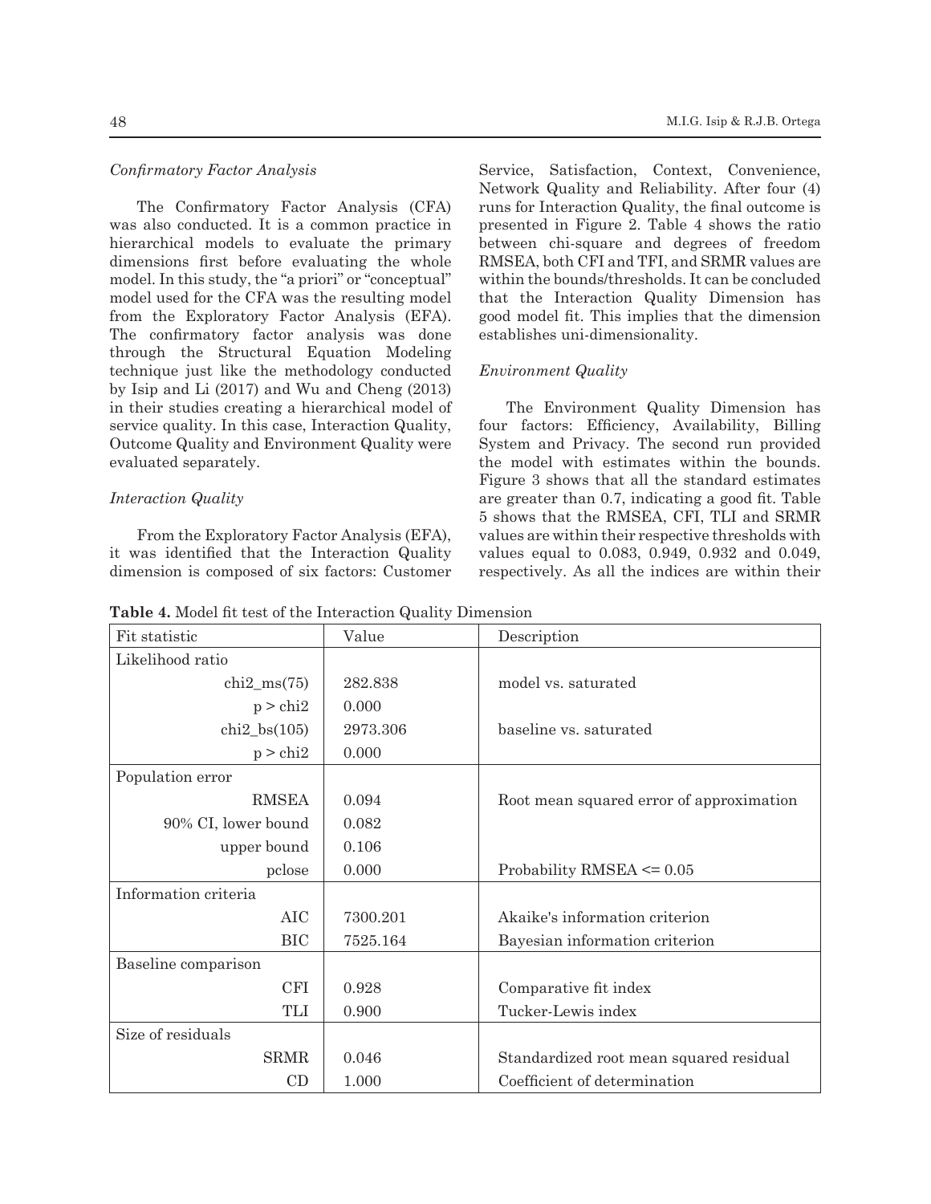*Confirmatory Factor Analysis*

The Confirmatory Factor Analysis (CFA) was also conducted. It is a common practice in hierarchical models to evaluate the primary dimensions first before evaluating the whole model. In this study, the "a priori" or "conceptual" model used for the CFA was the resulting model from the Exploratory Factor Analysis (EFA). The confirmatory factor analysis was done through the Structural Equation Modeling technique just like the methodology conducted by Isip and Li (2017) and Wu and Cheng (2013) in their studies creating a hierarchical model of service quality. In this case, Interaction Quality, Outcome Quality and Environment Quality were evaluated separately.

*Interaction Quality*

From the Exploratory Factor Analysis (EFA), it was identified that the Interaction Quality dimension is composed of six factors: Customer Service, Satisfaction, Context, Convenience, Network Quality and Reliability. After four (4) runs for Interaction Quality, the final outcome is presented in Figure 2. Table 4 shows the ratio between chi-square and degrees of freedom RMSEA, both CFI and TFI, and SRMR values are within the bounds/thresholds. It can be concluded that the Interaction Quality Dimension has good model fit. This implies that the dimension establishes uni-dimensionality.

*Environment Quality*

The Environment Quality Dimension has four factors: Efficiency, Availability, Billing System and Privacy. The second run provided the model with estimates within the bounds. Figure 3 shows that all the standard estimates are greater than 0.7, indicating a good fit. Table 5 shows that the RMSEA, CFI, TLI and SRMR values are within their respective thresholds with values equal to 0.083, 0.949, 0.932 and 0.049, respectively. As all the indices are within their

**Table 4.** Model fit test of the Interaction Quality Dimension

| Fit statistic | Value | Description |
|---|---|---|
| Likelihood ratio | | |
| chi2_ms(75) | 282.838 | model vs. saturated |
| p > chi2 | 0.000 | |
| chi2_bs(105) | 2973.306 | baseline vs. saturated |
| p > chi2 | 0.000 | |
| Population error | | |
| RMSEA | 0.094 | Root mean squared error of approximation |
| 90% CI, lower bound | 0.082 | |
| upper bound | 0.106 | |
| pclose | 0.000 | Probability RMSEA <= 0.05 |
| Information criteria | | |
| AIC | 7300.201 | Akaike's information criterion |
| BIC | 7525.164 | Bayesian information criterion |
| Baseline comparison | | |
| CFI | 0.928 | Comparative fit index |
| TLI | 0.900 | Tucker-Lewis index |
| Size of residuals | | |
| SRMR | 0.046 | Standardized root mean squared residual |
| CD | 1.000 | Coefficient of determination |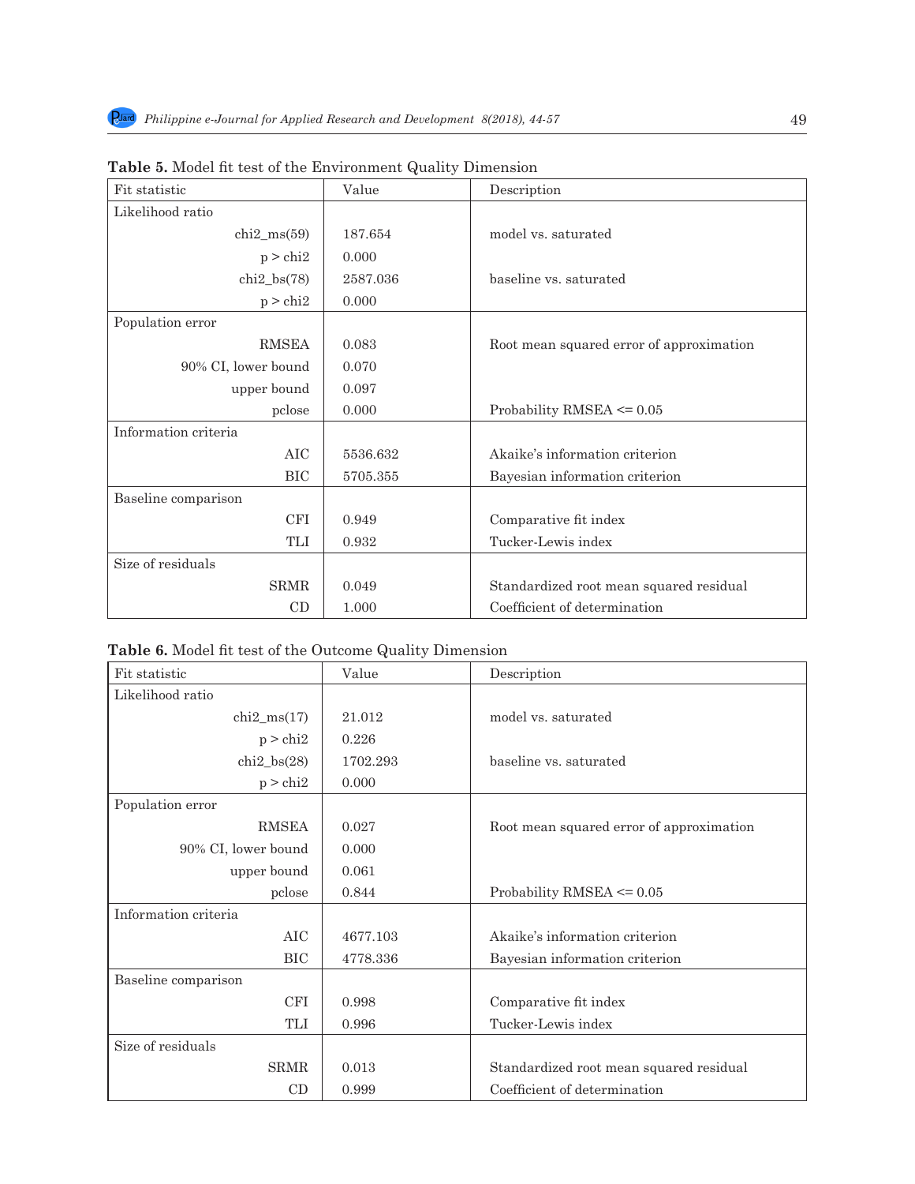**Table 5.** Model fit test of the Environment Quality Dimension

| Fit statistic | Value | Description |
|---|---|---|
| Likelihood ratio | | |
| chi2_ms(59) | 187.654 | model vs. saturated |
| p > chi2 | 0.000 | |
| chi2_bs(78) | 2587.036 | baseline vs. saturated |
| p > chi2 | 0.000 | |
| Population error | | |
| RMSEA | 0.083 | Root mean squared error of approximation |
| 90% CI, lower bound | 0.070 | |
| upper bound | 0.097 | |
| pclose | 0.000 | Probability RMSEA <= 0.05 |
| Information criteria | | |
| AIC | 5536.632 | Akaike's information criterion |
| BIC | 5705.355 | Bayesian information criterion |
| Baseline comparison | | |
| CFI | 0.949 | Comparative fit index |
| TLI | 0.932 | Tucker-Lewis index |
| Size of residuals | | |
| SRMR | 0.049 | Standardized root mean squared residual |
| CD | 1.000 | Coefficient of determination |

**Table 6.** Model fit test of the Outcome Quality Dimension

| Fit statistic | Value | Description |
|---|---|---|
| Likelihood ratio | | |
| chi2_ms(17) | 21.012 | model vs. saturated |
| p > chi2 | 0.226 | |
| chi2_bs(28) | 1702.293 | baseline vs. saturated |
| p > chi2 | 0.000 | |
| Population error | | |
| RMSEA | 0.027 | Root mean squared error of approximation |
| 90% CI, lower bound | 0.000 | |
| upper bound | 0.061 | |
| pclose | 0.844 | Probability RMSEA <= 0.05 |
| Information criteria | | |
| AIC | 4677.103 | Akaike's information criterion |
| BIC | 4778.336 | Bayesian information criterion |
| Baseline comparison | | |
| CFI | 0.998 | Comparative fit index |
| TLI | 0.996 | Tucker-Lewis index |
| Size of residuals | | |
| SRMR | 0.013 | Standardized root mean squared residual |
| CD | 0.999 | Coefficient of determination |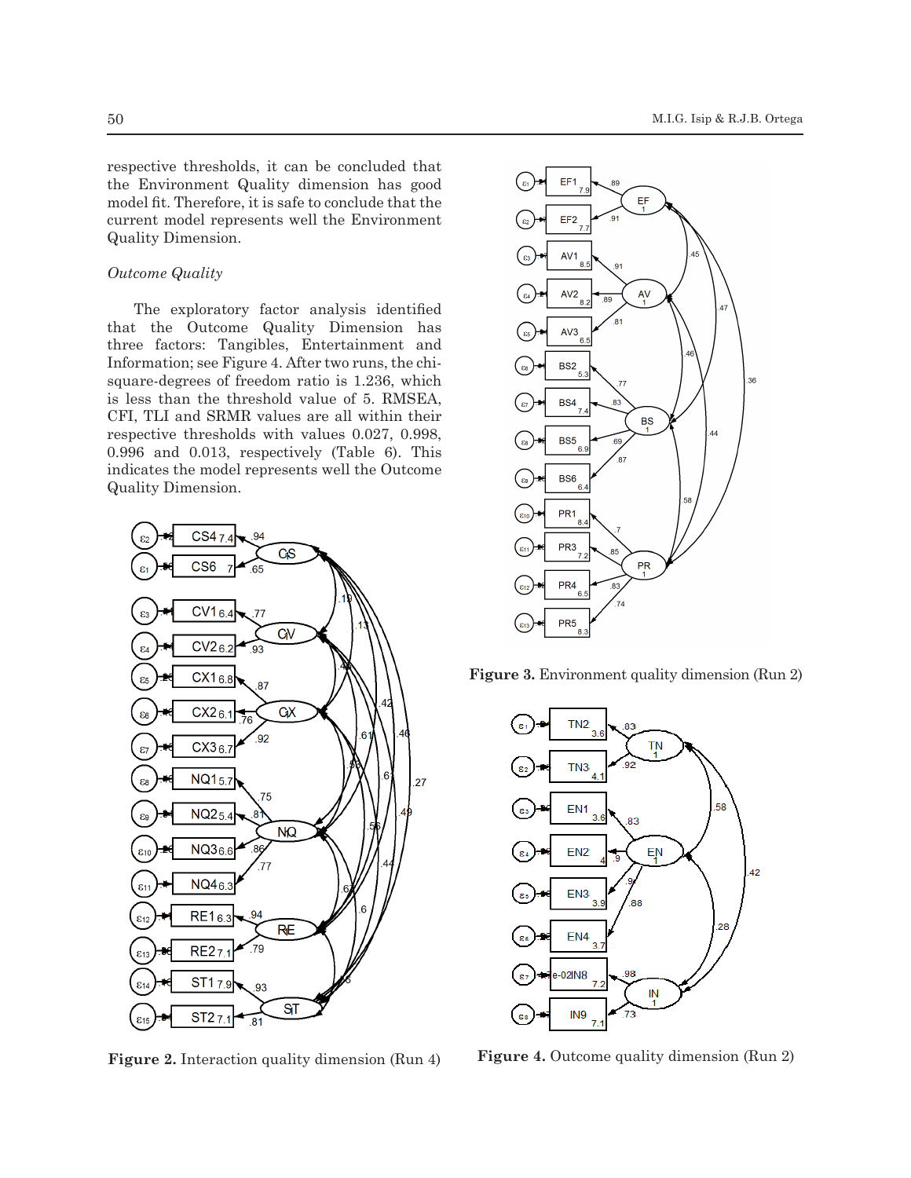respective thresholds, it can be concluded that the Environment Quality dimension has good model fit. Therefore, it is safe to conclude that the current model represents well the Environment Quality Dimension.

*Outcome Quality*

The exploratory factor analysis identified that the Outcome Quality Dimension has three factors: Tangibles, Entertainment and Information; see Figure 4. After two runs, the chi-square-degrees of freedom ratio is 1.236, which is less than the threshold value of 5. RMSEA, CFI, TLI and SRMR values are all within their respective thresholds with values 0.027, 0.998, 0.996 and 0.013, respectively (Table 6). This indicates the model represents well the Outcome Quality Dimension.

**Figure 2.** Interaction quality dimension (Run 4)

**Figure 3.** Environment quality dimension (Run 2)

**Figure 4.** Outcome quality dimension (Run 2)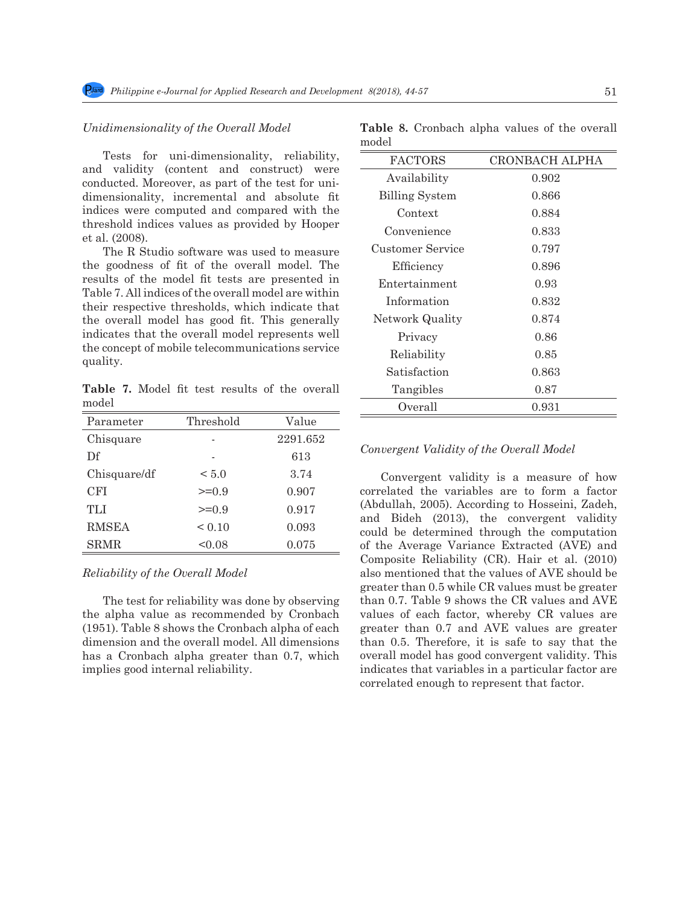*Unidimensionality of the Overall Model*

Tests for uni-dimensionality, reliability, and validity (content and construct) were conducted. Moreover, as part of the test for uni-dimensionality, incremental and absolute fit indices were computed and compared with the threshold indices values as provided by Hooper et al. (2008).

The R Studio software was used to measure the goodness of fit of the overall model. The results of the model fit tests are presented in Table 7. All indices of the overall model are within their respective thresholds, which indicate that the overall model has good fit. This generally indicates that the overall model represents well the concept of mobile telecommunications service quality.

**Table 7.** Model fit test results of the overall model

| Parameter | Threshold | Value |
|---|---|---|
| Chisquare | - | 2291.652 |
| Df | - | 613 |
| Chisquare/df | < 5.0 | 3.74 |
| CFI | >=0.9 | 0.907 |
| TLI | >=0.9 | 0.917 |
| RMSEA | < 0.10 | 0.093 |
| SRMR | <0.08 | 0.075 |

*Reliability of the Overall Model*

The test for reliability was done by observing the alpha value as recommended by Cronbach (1951). Table 8 shows the Cronbach alpha of each dimension and the overall model. All dimensions has a Cronbach alpha greater than 0.7, which implies good internal reliability.

**Table 8.** Cronbach alpha values of the overall model

| FACTORS | CRONBACH ALPHA |
|---|---|
| Availability | 0.902 |
| Billing System | 0.866 |
| Context | 0.884 |
| Convenience | 0.833 |
| Customer Service | 0.797 |
| Efficiency | 0.896 |
| Entertainment | 0.93 |
| Information | 0.832 |
| Network Quality | 0.874 |
| Privacy | 0.86 |
| Reliability | 0.85 |
| Satisfaction | 0.863 |
| Tangibles | 0.87 |
| Overall | 0.931 |

*Convergent Validity of the Overall Model*

Convergent validity is a measure of how correlated the variables are to form a factor (Abdullah, 2005). According to Hosseini, Zadeh, and Bideh (2013), the convergent validity could be determined through the computation of the Average Variance Extracted (AVE) and Composite Reliability (CR). Hair et al. (2010) also mentioned that the values of AVE should be greater than 0.5 while CR values must be greater than 0.7. Table 9 shows the CR values and AVE values of each factor, whereby CR values are greater than 0.7 and AVE values are greater than 0.5. Therefore, it is safe to say that the overall model has good convergent validity. This indicates that variables in a particular factor are correlated enough to represent that factor.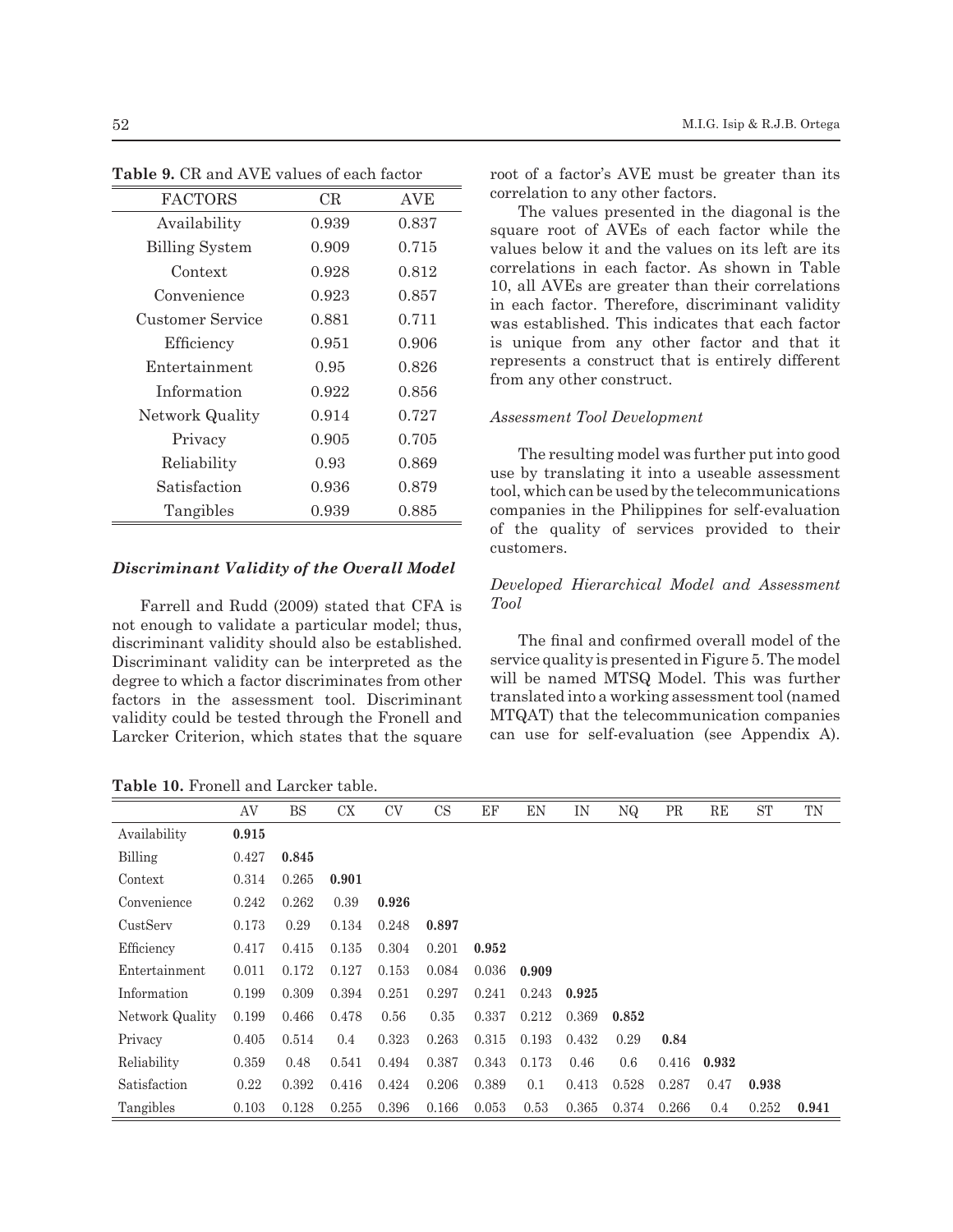**Table 9.** CR and AVE values of each factor

| FACTORS | CR | AVE |
|---|---|---|
| Availability | 0.939 | 0.837 |
| Billing System | 0.909 | 0.715 |
| Context | 0.928 | 0.812 |
| Convenience | 0.923 | 0.857 |
| Customer Service | 0.881 | 0.711 |
| Efficiency | 0.951 | 0.906 |
| Entertainment | 0.95 | 0.826 |
| Information | 0.922 | 0.856 |
| Network Quality | 0.914 | 0.727 |
| Privacy | 0.905 | 0.705 |
| Reliability | 0.93 | 0.869 |
| Satisfaction | 0.936 | 0.879 |
| Tangibles | 0.939 | 0.885 |

### *Discriminant Validity of the Overall Model*

Farrell and Rudd (2009) stated that CFA is not enough to validate a particular model; thus, discriminant validity should also be established. Discriminant validity can be interpreted as the degree to which a factor discriminates from other factors in the assessment tool. Discriminant validity could be tested through the Fronell and Larcker Criterion, which states that the square root of a factor's AVE must be greater than its correlation to any other factors.

The values presented in the diagonal is the square root of AVEs of each factor while the values below it and the values on its left are its correlations in each factor. As shown in Table 10, all AVEs are greater than their correlations in each factor. Therefore, discriminant validity was established. This indicates that each factor is unique from any other factor and that it represents a construct that is entirely different from any other construct.

*Assessment Tool Development*

The resulting model was further put into good use by translating it into a useable assessment tool, which can be used by the telecommunications companies in the Philippines for self-evaluation of the quality of services provided to their customers.

*Developed Hierarchical Model and Assessment Tool*

The final and confirmed overall model of the service quality is presented in Figure 5. The model will be named MTSQ Model. This was further translated into a working assessment tool (named MTQAT) that the telecommunication companies can use for self-evaluation (see Appendix A).

**Table 10.** Fronell and Larcker table.

| | AV | BS | CX | CV | CS | EF | EN | IN | NQ | PR | RE | ST | TN |
|---|---|---|---|---|---|---|---|---|---|---|---|---|---|
| Availability | **0.915** | | | | | | | | | | | | |
| Billing | 0.427 | **0.845** | | | | | | | | | | | |
| Context | 0.314 | 0.265 | **0.901** | | | | | | | | | | |
| Convenience | 0.242 | 0.262 | 0.39 | **0.926** | | | | | | | | | |
| CustServ | 0.173 | 0.29 | 0.134 | 0.248 | **0.897** | | | | | | | | |
| Efficiency | 0.417 | 0.415 | 0.135 | 0.304 | 0.201 | **0.952** | | | | | | | |
| Entertainment | 0.011 | 0.172 | 0.127 | 0.153 | 0.084 | 0.036 | **0.909** | | | | | | |
| Information | 0.199 | 0.309 | 0.394 | 0.251 | 0.297 | 0.241 | 0.243 | **0.925** | | | | | |
| Network Quality | 0.199 | 0.466 | 0.478 | 0.56 | 0.35 | 0.337 | 0.212 | 0.369 | **0.852** | | | | |
| Privacy | 0.405 | 0.514 | 0.4 | 0.323 | 0.263 | 0.315 | 0.193 | 0.432 | 0.29 | **0.84** | | | |
| Reliability | 0.359 | 0.48 | 0.541 | 0.494 | 0.387 | 0.343 | 0.173 | 0.46 | 0.6 | 0.416 | **0.932** | | |
| Satisfaction | 0.22 | 0.392 | 0.416 | 0.424 | 0.206 | 0.389 | 0.1 | 0.413 | 0.528 | 0.287 | 0.47 | **0.938** | |
| Tangibles | 0.103 | 0.128 | 0.255 | 0.396 | 0.166 | 0.053 | 0.53 | 0.365 | 0.374 | 0.266 | 0.4 | 0.252 | **0.941** |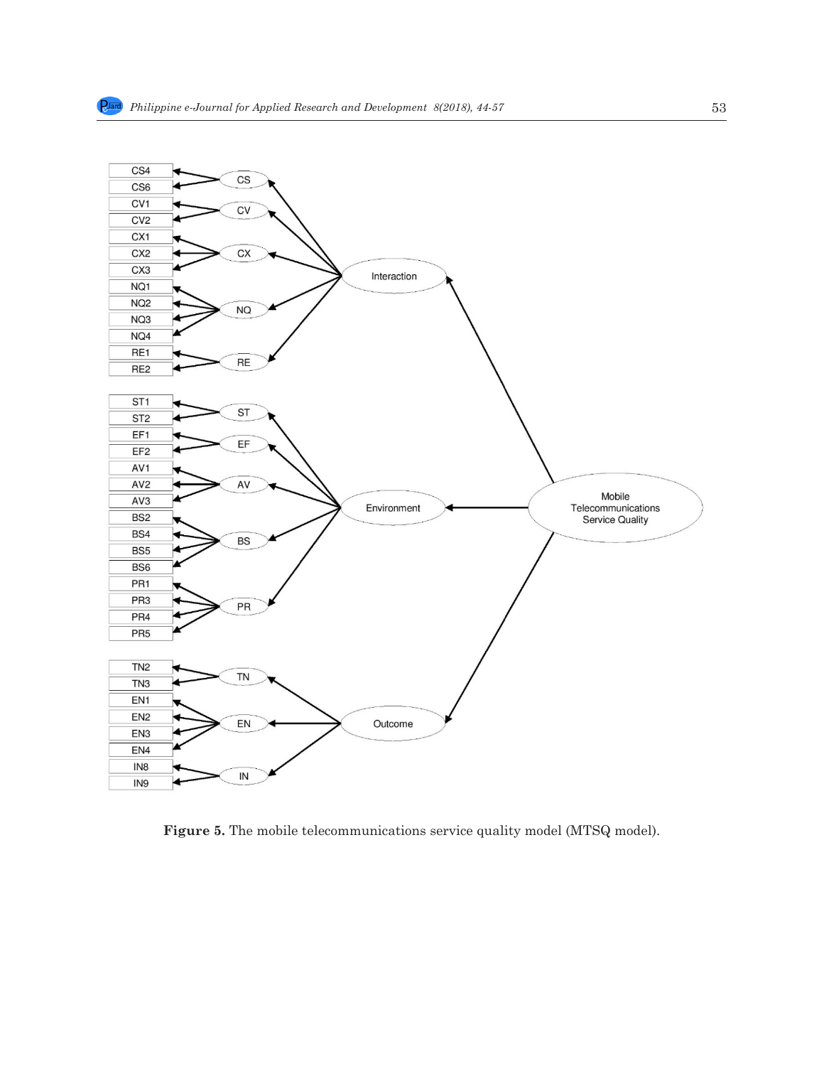**Figure 5.** The mobile telecommunications service quality model (MTSQ model).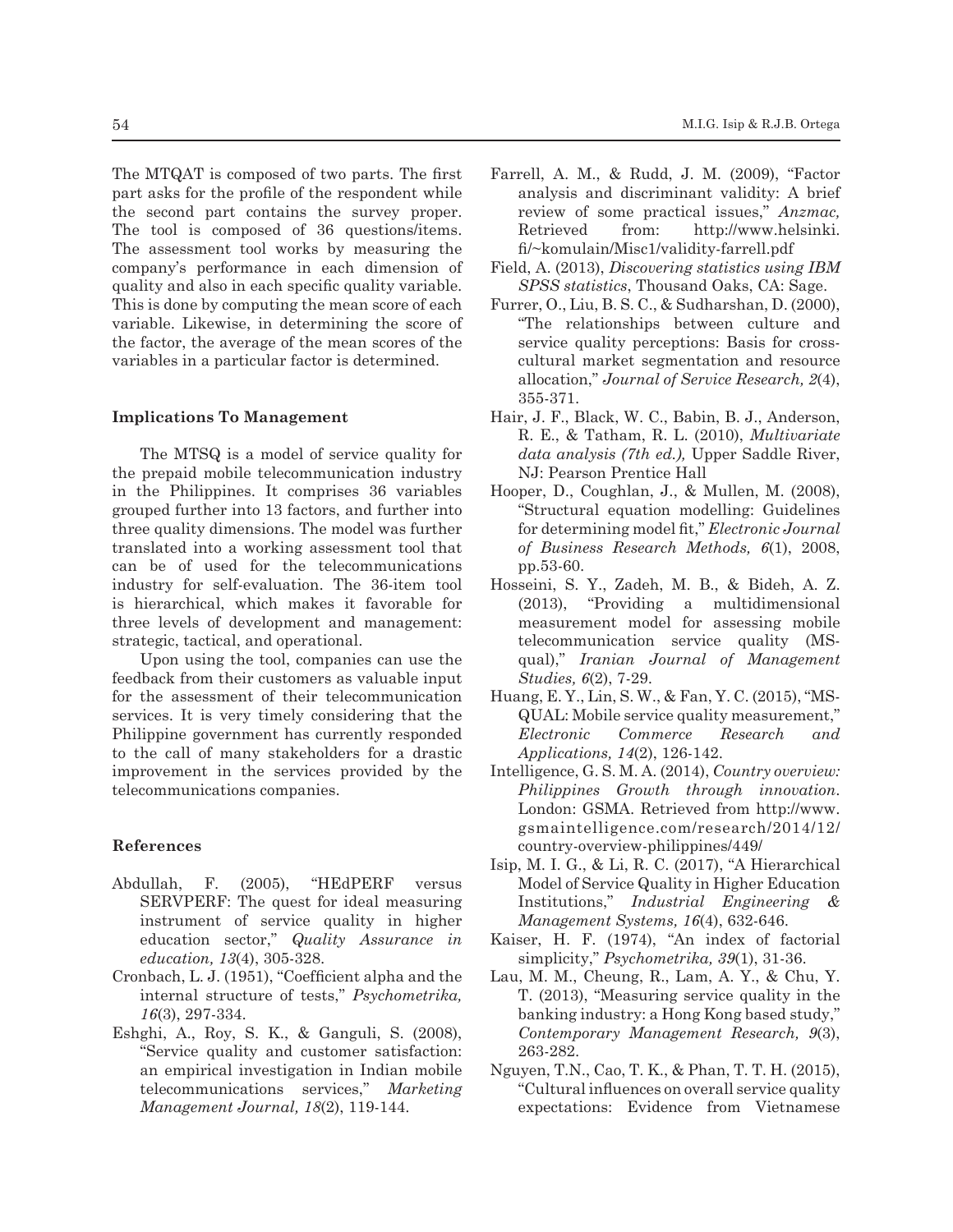The MTQAT is composed of two parts. The first part asks for the profile of the respondent while the second part contains the survey proper. The tool is composed of 36 questions/items. The assessment tool works by measuring the company's performance in each dimension of quality and also in each specific quality variable. This is done by computing the mean score of each variable. Likewise, in determining the score of the factor, the average of the mean scores of the variables in a particular factor is determined.

### Implications To Management

The MTSQ is a model of service quality for the prepaid mobile telecommunication industry in the Philippines. It comprises 36 variables grouped further into 13 factors, and further into three quality dimensions. The model was further translated into a working assessment tool that can be of used for the telecommunications industry for self-evaluation. The 36-item tool is hierarchical, which makes it favorable for three levels of development and management: strategic, tactical, and operational.

Upon using the tool, companies can use the feedback from their customers as valuable input for the assessment of their telecommunication services. It is very timely considering that the Philippine government has currently responded to the call of many stakeholders for a drastic improvement in the services provided by the telecommunications companies.

### References

Abdullah, F. (2005), "HEdPERF versus SERVPERF: The quest for ideal measuring instrument of service quality in higher education sector," *Quality Assurance in education, 13*(4), 305-328.

Cronbach, L. J. (1951), "Coefficient alpha and the internal structure of tests," *Psychometrika, 16*(3), 297-334.

Eshghi, A., Roy, S. K., & Ganguli, S. (2008), "Service quality and customer satisfaction: an empirical investigation in Indian mobile telecommunications services," *Marketing Management Journal, 18*(2), 119-144.

Farrell, A. M., & Rudd, J. M. (2009), "Factor analysis and discriminant validity: A brief review of some practical issues," *Anzmac,* Retrieved from: http://www.helsinki.fi/~komulain/Misc1/validity-farrell.pdf

Field, A. (2013), *Discovering statistics using IBM SPSS statistics*, Thousand Oaks, CA: Sage.

Furrer, O., Liu, B. S. C., & Sudharshan, D. (2000), "The relationships between culture and service quality perceptions: Basis for cross-cultural market segmentation and resource allocation," *Journal of Service Research, 2*(4), 355-371.

Hair, J. F., Black, W. C., Babin, B. J., Anderson, R. E., & Tatham, R. L. (2010), *Multivariate data analysis (7th ed.),* Upper Saddle River, NJ: Pearson Prentice Hall

Hooper, D., Coughlan, J., & Mullen, M. (2008), "Structural equation modelling: Guidelines for determining model fit," *Electronic Journal of Business Research Methods, 6*(1), 2008, pp.53-60.

Hosseini, S. Y., Zadeh, M. B., & Bideh, A. Z. (2013), "Providing a multidimensional measurement model for assessing mobile telecommunication service quality (MS-qual)," *Iranian Journal of Management Studies, 6*(2), 7-29.

Huang, E. Y., Lin, S. W., & Fan, Y. C. (2015), "MS-QUAL: Mobile service quality measurement," *Electronic Commerce Research and Applications, 14*(2), 126-142.

Intelligence, G. S. M. A. (2014), *Country overview: Philippines Growth through innovation.* London: GSMA. Retrieved from http://www.gsmaintelligence.com/research/2014/12/country-overview-philippines/449/

Isip, M. I. G., & Li, R. C. (2017), "A Hierarchical Model of Service Quality in Higher Education Institutions," *Industrial Engineering & Management Systems, 16*(4), 632-646.

Kaiser, H. F. (1974), "An index of factorial simplicity," *Psychometrika, 39*(1), 31-36.

Lau, M. M., Cheung, R., Lam, A. Y., & Chu, Y. T. (2013), "Measuring service quality in the banking industry: a Hong Kong based study," *Contemporary Management Research, 9*(3), 263-282.

Nguyen, T.N., Cao, T. K., & Phan, T. T. H. (2015), "Cultural influences on overall service quality expectations: Evidence from Vietnamese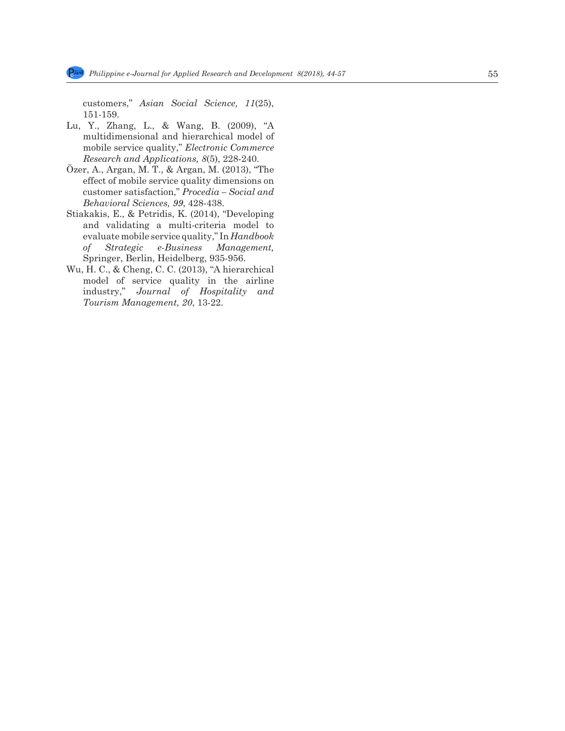customers," *Asian Social Science, 11*(25), 151-159.

Lu, Y., Zhang, L., & Wang, B. (2009), "A multidimensional and hierarchical model of mobile service quality," *Electronic Commerce Research and Applications, 8*(5), 228-240.

Özer, A., Argan, M. T., & Argan, M. (2013), "The effect of mobile service quality dimensions on customer satisfaction," *Procedia – Social and Behavioral Sciences, 99*, 428-438.

Stiakakis, E., & Petridis, K. (2014), "Developing and validating a multi-criteria model to evaluate mobile service quality," In *Handbook of Strategic e-Business Management,* Springer, Berlin, Heidelberg, 935-956.

Wu, H. C., & Cheng, C. C. (2013), "A hierarchical model of service quality in the airline industry," *Journal of Hospitality and Tourism Management, 20*, 13-22.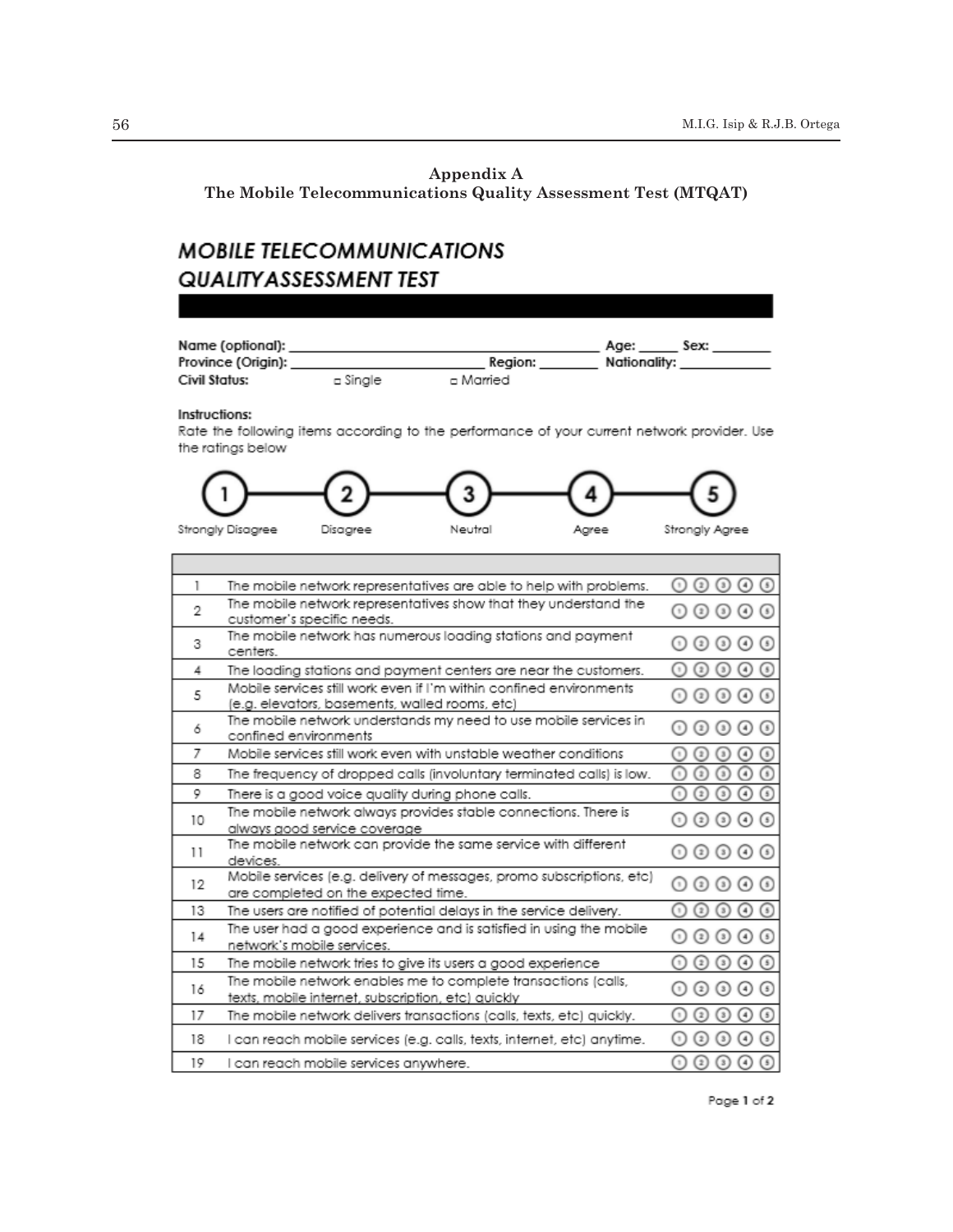## Appendix A
### The Mobile Telecommunications Quality Assessment Test (MTQAT)

# MOBILE TELECOMMUNICATIONS QUALITYASSESSMENT TEST

Name (optional): ______________________ Age: ______ Sex: ________
Province (Origin): ______________________ Region: ________ Nationality: ____________
Civil Status: ▫ Single ▫ Married

**Instructions:**
Rate the following items according to the performance of your current network provider. Use the ratings below

1 Strongly Disagree — 2 Disagree — 3 Neutral — 4 Agree — 5 Strongly Agree

| | | |
|---|---|---|
| 1 | The mobile network representatives are able to help with problems. | ① ② ③ ④ ⑤ |
| 2 | The mobile network representatives show that they understand the customer's specific needs. | ① ② ③ ④ ⑤ |
| 3 | The mobile network has numerous loading stations and payment centers. | ① ② ③ ④ ⑤ |
| 4 | The loading stations and payment centers are near the customers. | ① ② ③ ④ ⑤ |
| 5 | Mobile services still work even if I'm within confined environments (e.g. elevators, basements, walled rooms, etc) | ① ② ③ ④ ⑤ |
| 6 | The mobile network understands my need to use mobile services in confined environments | ① ② ③ ④ ⑤ |
| 7 | Mobile services still work even with unstable weather conditions | ① ② ③ ④ ⑤ |
| 8 | The frequency of dropped calls (involuntary terminated calls) is low. | ① ② ③ ④ ⑤ |
| 9 | There is a good voice quality during phone calls. | ① ② ③ ④ ⑤ |
| 10 | The mobile network always provides stable connections. There is always good service coverage | ① ② ③ ④ ⑤ |
| 11 | The mobile network can provide the same service with different devices. | ① ② ③ ④ ⑤ |
| 12 | Mobile services (e.g. delivery of messages, promo subscriptions, etc) are completed on the expected time. | ① ② ③ ④ ⑤ |
| 13 | The users are notified of potential delays in the service delivery. | ① ② ③ ④ ⑤ |
| 14 | The user had a good experience and is satisfied in using the mobile network's mobile services. | ① ② ③ ④ ⑤ |
| 15 | The mobile network tries to give its users a good experience | ① ② ③ ④ ⑤ |
| 16 | The mobile network enables me to complete transactions (calls, texts, mobile internet, subscription, etc) quickly | ① ② ③ ④ ⑤ |
| 17 | The mobile network delivers transactions (calls, texts, etc) quickly. | ① ② ③ ④ ⑤ |
| 18 | I can reach mobile services (e.g. calls, texts, internet, etc) anytime. | ① ② ③ ④ ⑤ |
| 19 | I can reach mobile services anywhere. | ① ② ③ ④ ⑤ |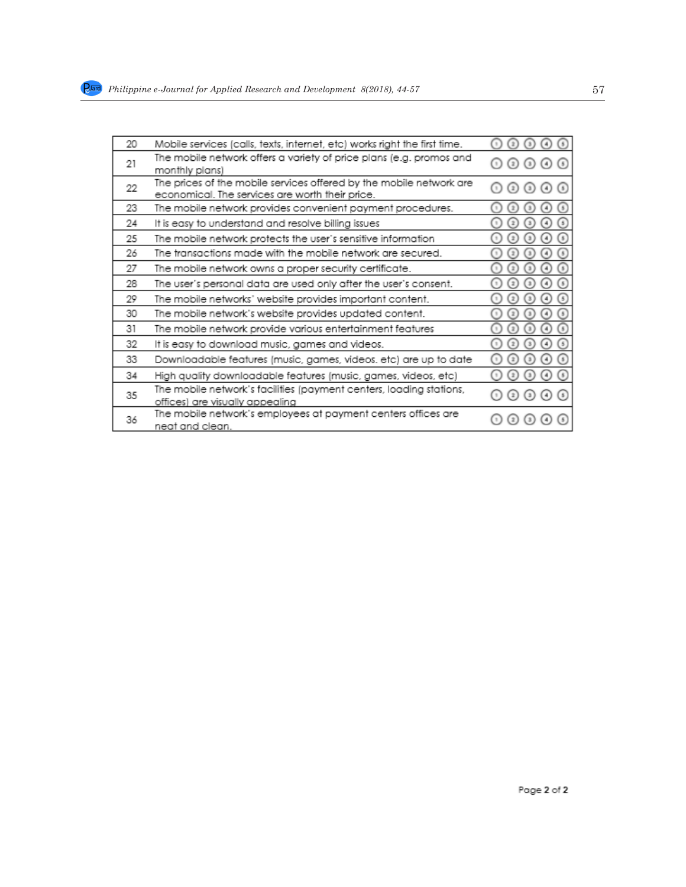| | | |
|---|---|---|
| 20 | Mobile services (calls, texts, internet, etc) works right the first time. | ① ② ③ ④ ⑤ |
| 21 | The mobile network offers a variety of price plans (e.g. promos and monthly plans) | ① ② ③ ④ ⑤ |
| 22 | The prices of the mobile services offered by the mobile network are economical. The services are worth their price. | ① ② ③ ④ ⑤ |
| 23 | The mobile network provides convenient payment procedures. | ① ② ③ ④ ⑤ |
| 24 | It is easy to understand and resolve billing issues | ① ② ③ ④ ⑤ |
| 25 | The mobile network protects the user's sensitive information | ① ② ③ ④ ⑤ |
| 26 | The transactions made with the mobile network are secured. | ① ② ③ ④ ⑤ |
| 27 | The mobile network owns a proper security certificate. | ① ② ③ ④ ⑤ |
| 28 | The user's personal data are used only after the user's consent. | ① ② ③ ④ ⑤ |
| 29 | The mobile networks' website provides important content. | ① ② ③ ④ ⑤ |
| 30 | The mobile network's website provides updated content. | ① ② ③ ④ ⑤ |
| 31 | The mobile network provide various entertainment features | ① ② ③ ④ ⑤ |
| 32 | It is easy to download music, games and videos. | ① ② ③ ④ ⑤ |
| 33 | Downloadable features (music, games, videos. etc) are up to date | ① ② ③ ④ ⑤ |
| 34 | High quality downloadable features (music, games, videos, etc) | ① ② ③ ④ ⑤ |
| 35 | The mobile network's facilities (payment centers, loading stations, offices) are visually appealing | ① ② ③ ④ ⑤ |
| 36 | The mobile network's employees at payment centers offices are neat and clean. | ① ② ③ ④ ⑤ |